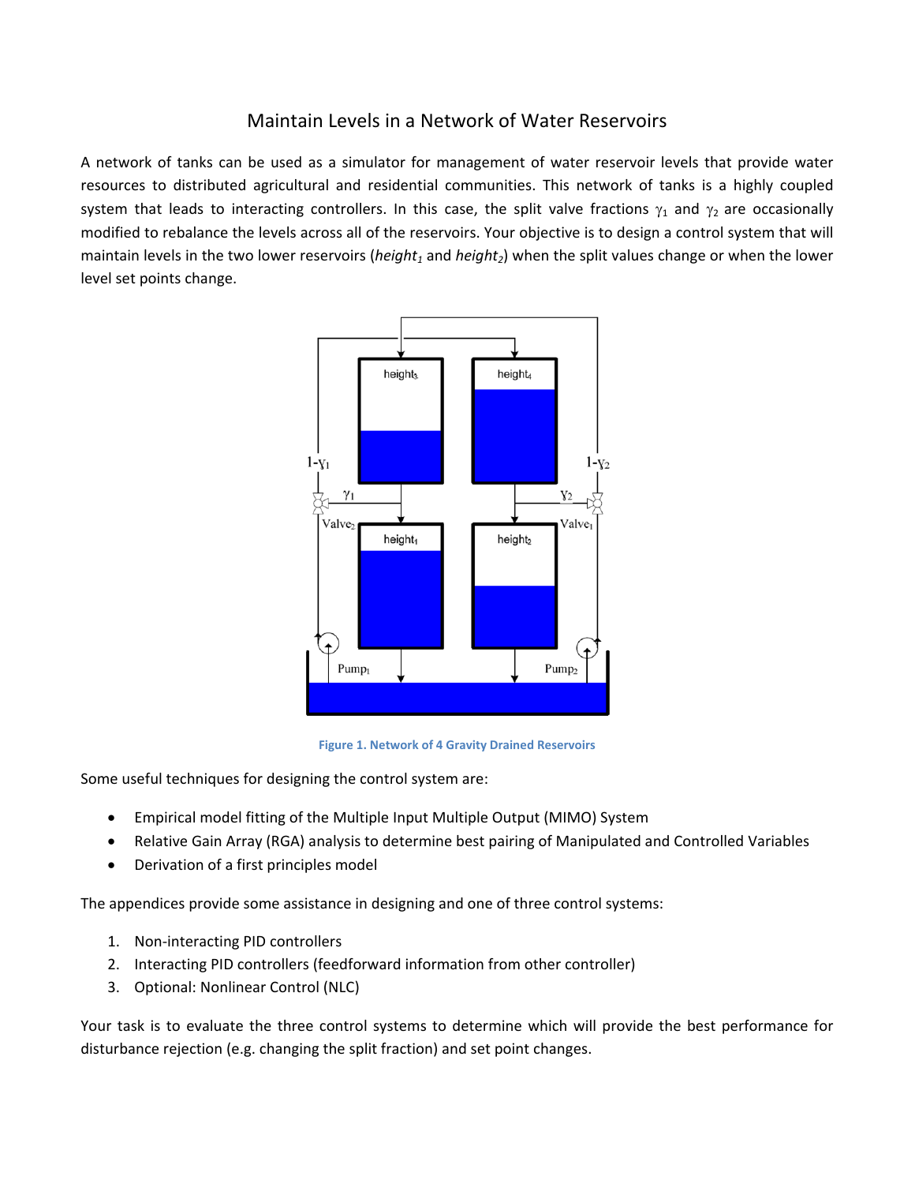# Maintain Levels in a Network of Water Reservoirs

A network of tanks can be used as a simulator for management of water reservoir levels that provide water resources to distributed agricultural and residential communities. This network of tanks is a highly coupled system that leads to interacting controllers. In this case, the split valve fractions $\gamma_1$ and $\gamma_2$ are occasionally modified to rebalance the levels across all of the reservoirs. Your objective is to design a control system that will maintain levels in the two lower reservoirs (*height₁* and *height₂*) when the split values change or when the lower level set points change.

**Figure 1. Network of 4 Gravity Drained Reservoirs**

Some useful techniques for designing the control system are:

- Empirical model fitting of the Multiple Input Multiple Output (MIMO) System
- Relative Gain Array (RGA) analysis to determine best pairing of Manipulated and Controlled Variables
- Derivation of a first principles model

The appendices provide some assistance in designing and one of three control systems:

1. Non-interacting PID controllers
2. Interacting PID controllers (feedforward information from other controller)
3. Optional: Nonlinear Control (NLC)

Your task is to evaluate the three control systems to determine which will provide the best performance for disturbance rejection (e.g. changing the split fraction) and set point changes.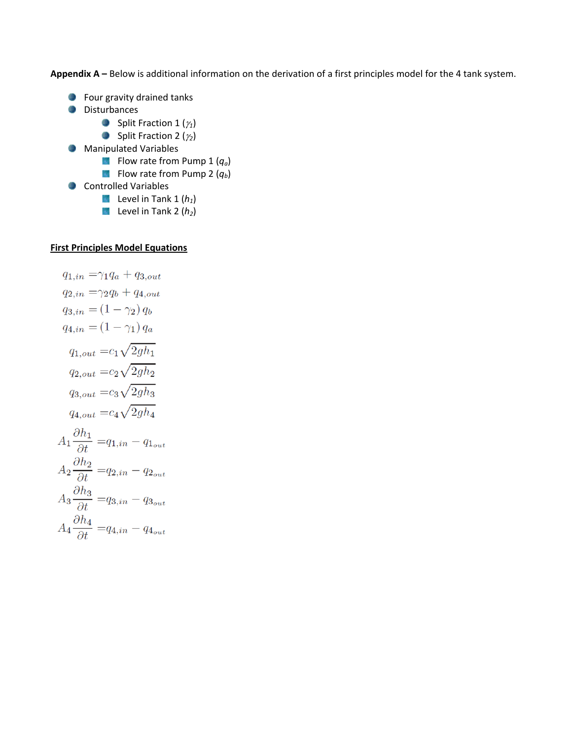**Appendix A –** Below is additional information on the derivation of a first principles model for the 4 tank system.

- Four gravity drained tanks
- Disturbances
  - Split Fraction 1 ($\gamma_1$)
  - Split Fraction 2 ($\gamma_2$)
- Manipulated Variables
  - Flow rate from Pump 1 ($q_a$)
  - Flow rate from Pump 2 ($q_b$)
- Controlled Variables
  - Level in Tank 1 ($h_1$)
  - Level in Tank 2 ($h_2$)

**<u>First Principles Model Equations</u>**

$$q_{1,in} = \gamma_1 q_a + q_{3,out}$$

$$q_{2,in} = \gamma_2 q_b + q_{4,out}$$

$$q_{3,in} = (1 - \gamma_2)\, q_b$$

$$q_{4,in} = (1 - \gamma_1)\, q_a$$

$$q_{1,out} = c_1 \sqrt{2 g h_1}$$

$$q_{2,out} = c_2 \sqrt{2 g h_2}$$

$$q_{3,out} = c_3 \sqrt{2 g h_3}$$

$$q_{4,out} = c_4 \sqrt{2 g h_4}$$

$$A_1 \frac{\partial h_1}{\partial t} = q_{1,in} - q_{1_{out}}$$

$$A_2 \frac{\partial h_2}{\partial t} = q_{2,in} - q_{2_{out}}$$

$$A_3 \frac{\partial h_3}{\partial t} = q_{3,in} - q_{3_{out}}$$

$$A_4 \frac{\partial h_4}{\partial t} = q_{4,in} - q_{4_{out}}$$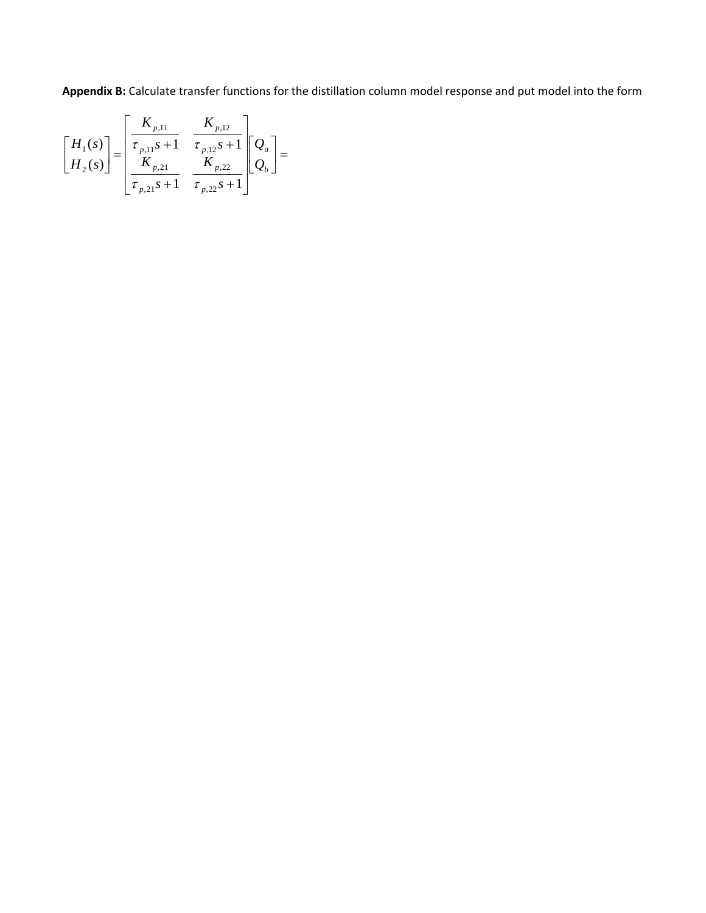**Appendix B:** Calculate transfer functions for the distillation column model response and put model into the form

$$\begin{bmatrix} H_1(s) \\ H_2(s) \end{bmatrix} = \begin{bmatrix} \dfrac{K_{p,11}}{\tau_{p,11}s+1} & \dfrac{K_{p,12}}{\tau_{p,12}s+1} \\ \dfrac{K_{p,21}}{\tau_{p,21}s+1} & \dfrac{K_{p,22}}{\tau_{p,22}s+1} \end{bmatrix} \begin{bmatrix} Q_a \\ Q_b \end{bmatrix} =$$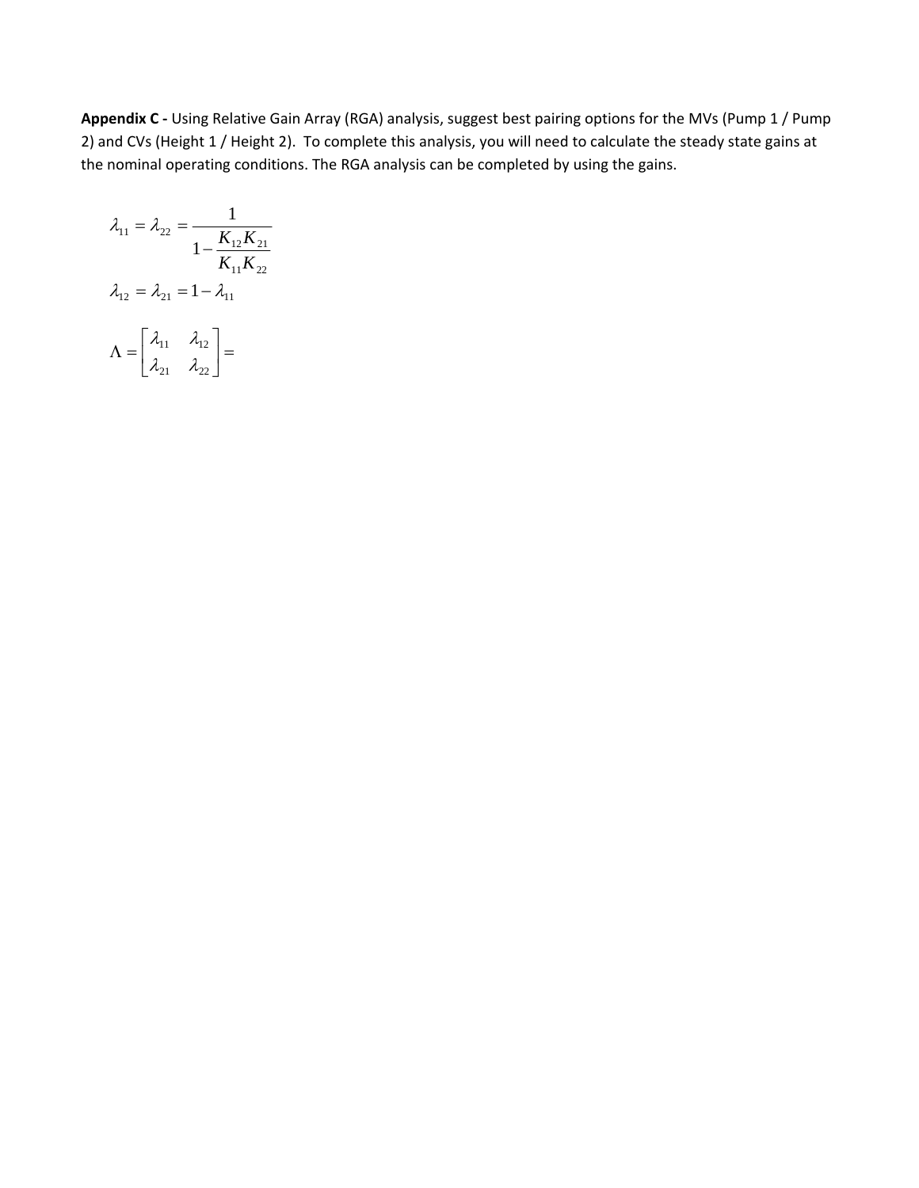**Appendix C -** Using Relative Gain Array (RGA) analysis, suggest best pairing options for the MVs (Pump 1 / Pump 2) and CVs (Height 1 / Height 2). To complete this analysis, you will need to calculate the steady state gains at the nominal operating conditions. The RGA analysis can be completed by using the gains.

$$\lambda_{11} = \lambda_{22} = \frac{1}{1 - \dfrac{K_{12}K_{21}}{K_{11}K_{22}}}$$

$$\lambda_{12} = \lambda_{21} = 1 - \lambda_{11}$$

$$\Lambda = \begin{bmatrix} \lambda_{11} & \lambda_{12} \\ \lambda_{21} & \lambda_{22} \end{bmatrix} =$$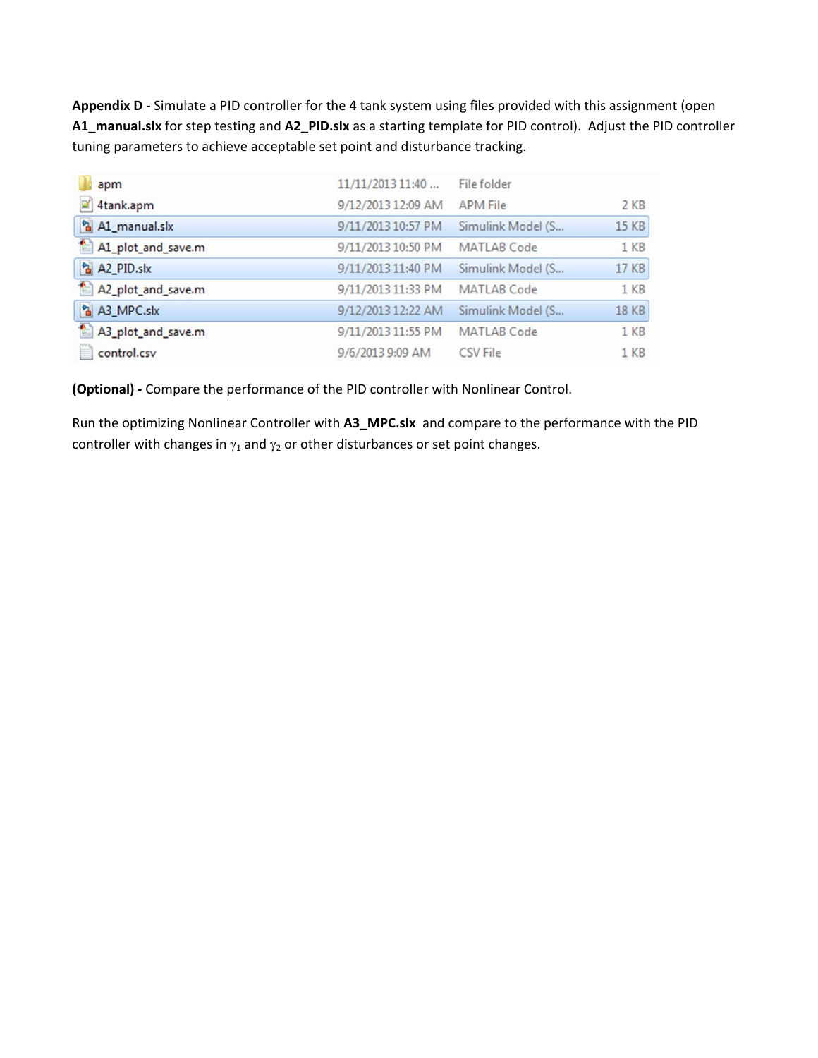**Appendix D -** Simulate a PID controller for the 4 tank system using files provided with this assignment (open **A1_manual.slx** for step testing and **A2_PID.slx** as a starting template for PID control). Adjust the PID controller tuning parameters to achieve acceptable set point and disturbance tracking.

| | | | |
|---|---|---|---|
| apm | 11/11/2013 11:40 ... | File folder | |
| 4tank.apm | 9/12/2013 12:09 AM | APM File | 2 KB |
| A1_manual.slx | 9/11/2013 10:57 PM | Simulink Model (S... | 15 KB |
| A1_plot_and_save.m | 9/11/2013 10:50 PM | MATLAB Code | 1 KB |
| A2_PID.slx | 9/11/2013 11:40 PM | Simulink Model (S... | 17 KB |
| A2_plot_and_save.m | 9/11/2013 11:33 PM | MATLAB Code | 1 KB |
| A3_MPC.slx | 9/12/2013 12:22 AM | Simulink Model (S... | 18 KB |
| A3_plot_and_save.m | 9/11/2013 11:55 PM | MATLAB Code | 1 KB |
| control.csv | 9/6/2013 9:09 AM | CSV File | 1 KB |

**(Optional) -** Compare the performance of the PID controller with Nonlinear Control.

Run the optimizing Nonlinear Controller with **A3_MPC.slx** and compare to the performance with the PID controller with changes in $\gamma_1$ and $\gamma_2$ or other disturbances or set point changes.